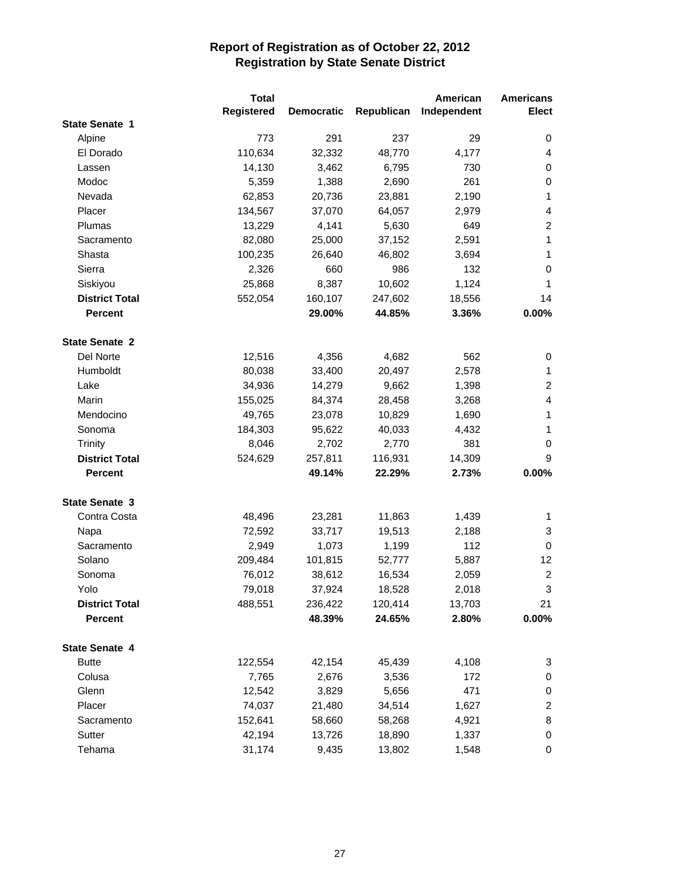# Report of Registration as of October 22, 2012
## Registration by State Senate District

| | Total Registered | Democratic | Republican | American Independent | Americans Elect |
|---|---|---|---|---|---|
| **State Senate 1** | | | | | |
| Alpine | 773 | 291 | 237 | 29 | 0 |
| El Dorado | 110,634 | 32,332 | 48,770 | 4,177 | 4 |
| Lassen | 14,130 | 3,462 | 6,795 | 730 | 0 |
| Modoc | 5,359 | 1,388 | 2,690 | 261 | 0 |
| Nevada | 62,853 | 20,736 | 23,881 | 2,190 | 1 |
| Placer | 134,567 | 37,070 | 64,057 | 2,979 | 4 |
| Plumas | 13,229 | 4,141 | 5,630 | 649 | 2 |
| Sacramento | 82,080 | 25,000 | 37,152 | 2,591 | 1 |
| Shasta | 100,235 | 26,640 | 46,802 | 3,694 | 1 |
| Sierra | 2,326 | 660 | 986 | 132 | 0 |
| Siskiyou | 25,868 | 8,387 | 10,602 | 1,124 | 1 |
| **District Total** | 552,054 | 160,107 | 247,602 | 18,556 | 14 |
| **Percent** | | **29.00%** | **44.85%** | **3.36%** | **0.00%** |
| **State Senate 2** | | | | | |
| Del Norte | 12,516 | 4,356 | 4,682 | 562 | 0 |
| Humboldt | 80,038 | 33,400 | 20,497 | 2,578 | 1 |
| Lake | 34,936 | 14,279 | 9,662 | 1,398 | 2 |
| Marin | 155,025 | 84,374 | 28,458 | 3,268 | 4 |
| Mendocino | 49,765 | 23,078 | 10,829 | 1,690 | 1 |
| Sonoma | 184,303 | 95,622 | 40,033 | 4,432 | 1 |
| Trinity | 8,046 | 2,702 | 2,770 | 381 | 0 |
| **District Total** | 524,629 | 257,811 | 116,931 | 14,309 | 9 |
| **Percent** | | **49.14%** | **22.29%** | **2.73%** | **0.00%** |
| **State Senate 3** | | | | | |
| Contra Costa | 48,496 | 23,281 | 11,863 | 1,439 | 1 |
| Napa | 72,592 | 33,717 | 19,513 | 2,188 | 3 |
| Sacramento | 2,949 | 1,073 | 1,199 | 112 | 0 |
| Solano | 209,484 | 101,815 | 52,777 | 5,887 | 12 |
| Sonoma | 76,012 | 38,612 | 16,534 | 2,059 | 2 |
| Yolo | 79,018 | 37,924 | 18,528 | 2,018 | 3 |
| **District Total** | 488,551 | 236,422 | 120,414 | 13,703 | 21 |
| **Percent** | | **48.39%** | **24.65%** | **2.80%** | **0.00%** |
| **State Senate 4** | | | | | |
| Butte | 122,554 | 42,154 | 45,439 | 4,108 | 3 |
| Colusa | 7,765 | 2,676 | 3,536 | 172 | 0 |
| Glenn | 12,542 | 3,829 | 5,656 | 471 | 0 |
| Placer | 74,037 | 21,480 | 34,514 | 1,627 | 2 |
| Sacramento | 152,641 | 58,660 | 58,268 | 4,921 | 8 |
| Sutter | 42,194 | 13,726 | 18,890 | 1,337 | 0 |
| Tehama | 31,174 | 9,435 | 13,802 | 1,548 | 0 |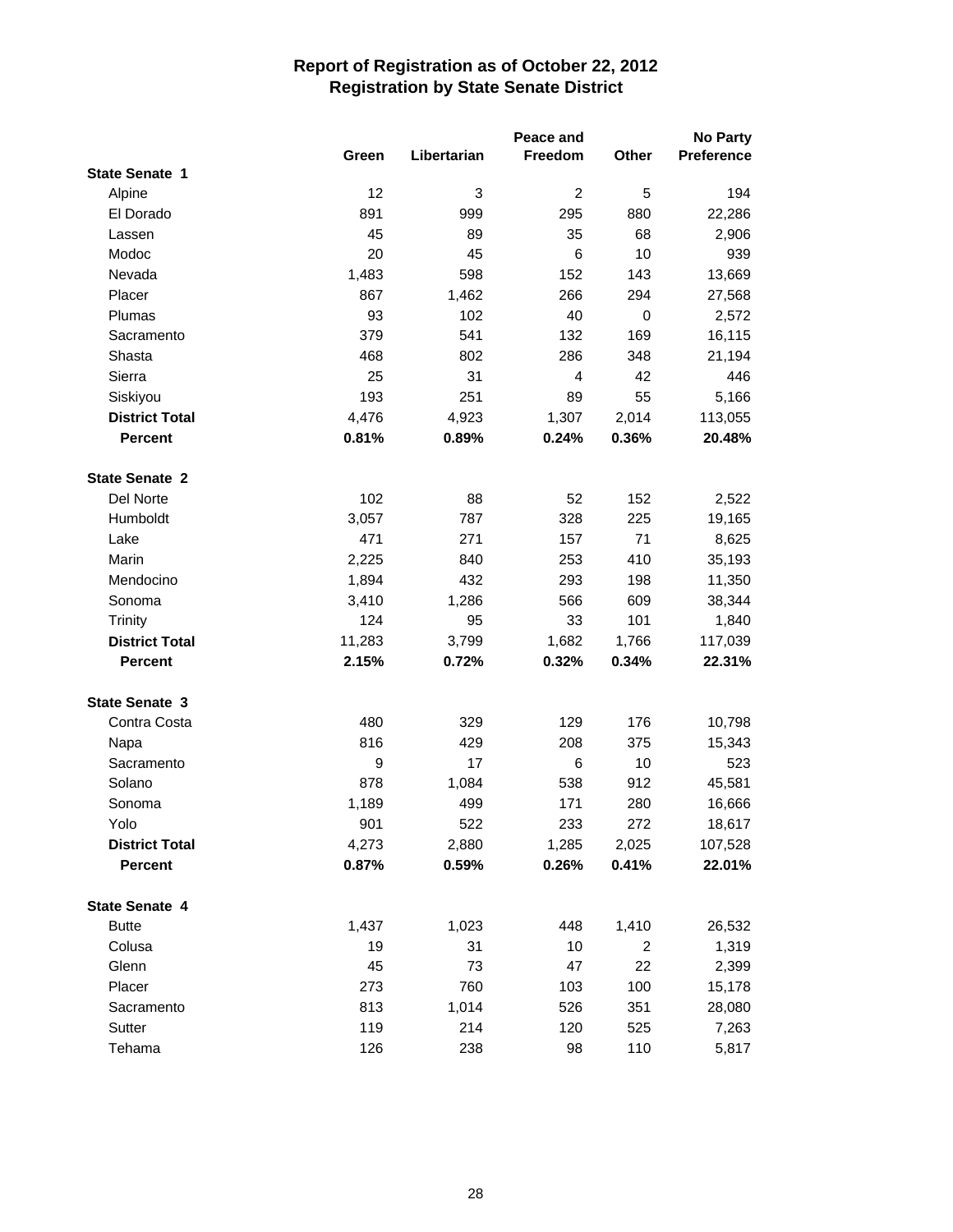# Report of Registration as of October 22, 2012
## Registration by State Senate District

| | Green | Libertarian | Peace and Freedom | Other | No Party Preference |
|---|---|---|---|---|---|
| **State Senate 1** | | | | | |
| Alpine | 12 | 3 | 2 | 5 | 194 |
| El Dorado | 891 | 999 | 295 | 880 | 22,286 |
| Lassen | 45 | 89 | 35 | 68 | 2,906 |
| Modoc | 20 | 45 | 6 | 10 | 939 |
| Nevada | 1,483 | 598 | 152 | 143 | 13,669 |
| Placer | 867 | 1,462 | 266 | 294 | 27,568 |
| Plumas | 93 | 102 | 40 | 0 | 2,572 |
| Sacramento | 379 | 541 | 132 | 169 | 16,115 |
| Shasta | 468 | 802 | 286 | 348 | 21,194 |
| Sierra | 25 | 31 | 4 | 42 | 446 |
| Siskiyou | 193 | 251 | 89 | 55 | 5,166 |
| **District Total** | 4,476 | 4,923 | 1,307 | 2,014 | 113,055 |
| **Percent** | **0.81%** | **0.89%** | **0.24%** | **0.36%** | **20.48%** |
| **State Senate 2** | | | | | |
| Del Norte | 102 | 88 | 52 | 152 | 2,522 |
| Humboldt | 3,057 | 787 | 328 | 225 | 19,165 |
| Lake | 471 | 271 | 157 | 71 | 8,625 |
| Marin | 2,225 | 840 | 253 | 410 | 35,193 |
| Mendocino | 1,894 | 432 | 293 | 198 | 11,350 |
| Sonoma | 3,410 | 1,286 | 566 | 609 | 38,344 |
| Trinity | 124 | 95 | 33 | 101 | 1,840 |
| **District Total** | 11,283 | 3,799 | 1,682 | 1,766 | 117,039 |
| **Percent** | **2.15%** | **0.72%** | **0.32%** | **0.34%** | **22.31%** |
| **State Senate 3** | | | | | |
| Contra Costa | 480 | 329 | 129 | 176 | 10,798 |
| Napa | 816 | 429 | 208 | 375 | 15,343 |
| Sacramento | 9 | 17 | 6 | 10 | 523 |
| Solano | 878 | 1,084 | 538 | 912 | 45,581 |
| Sonoma | 1,189 | 499 | 171 | 280 | 16,666 |
| Yolo | 901 | 522 | 233 | 272 | 18,617 |
| **District Total** | 4,273 | 2,880 | 1,285 | 2,025 | 107,528 |
| **Percent** | **0.87%** | **0.59%** | **0.26%** | **0.41%** | **22.01%** |
| **State Senate 4** | | | | | |
| Butte | 1,437 | 1,023 | 448 | 1,410 | 26,532 |
| Colusa | 19 | 31 | 10 | 2 | 1,319 |
| Glenn | 45 | 73 | 47 | 22 | 2,399 |
| Placer | 273 | 760 | 103 | 100 | 15,178 |
| Sacramento | 813 | 1,014 | 526 | 351 | 28,080 |
| Sutter | 119 | 214 | 120 | 525 | 7,263 |
| Tehama | 126 | 238 | 98 | 110 | 5,817 |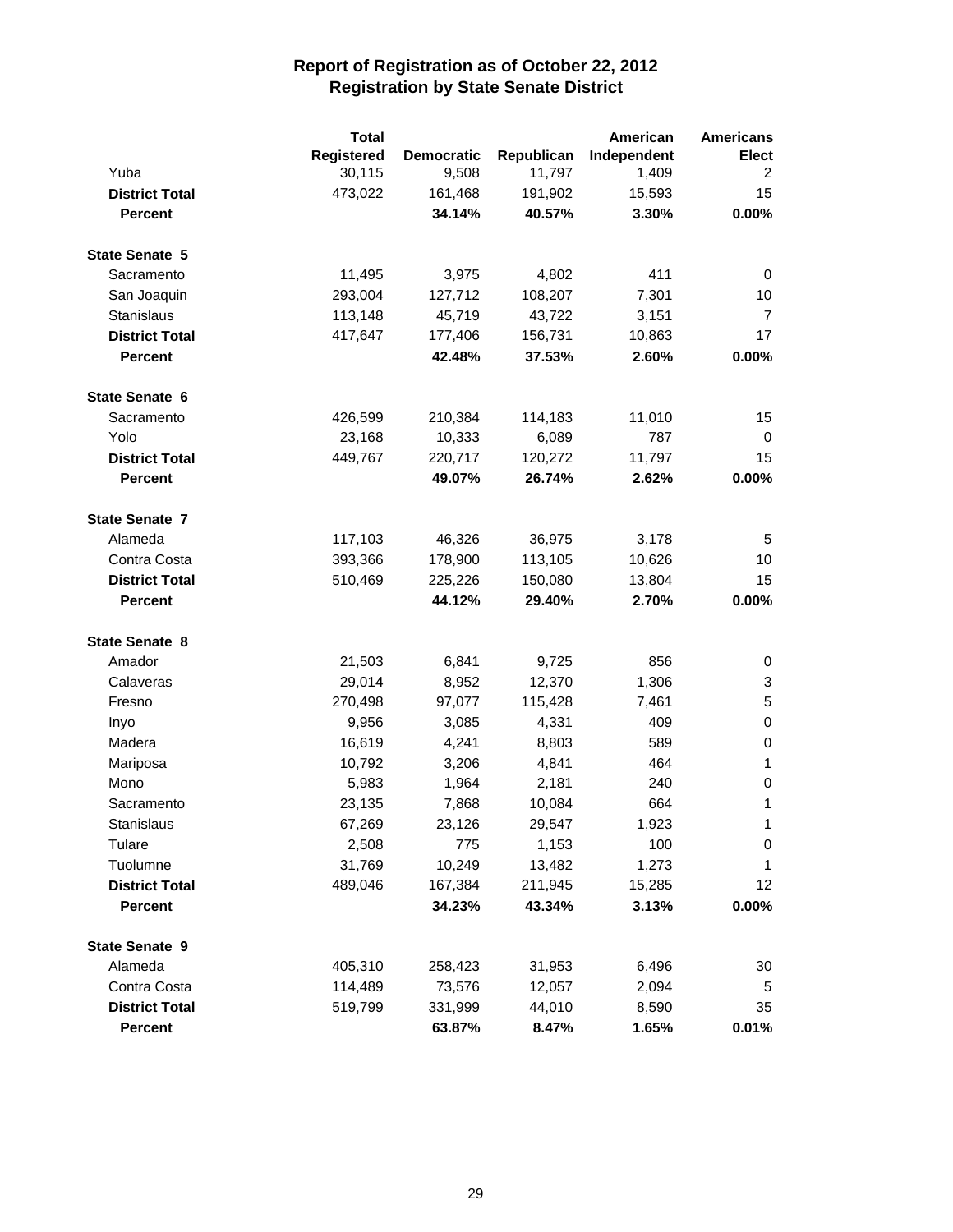## Report of Registration as of October 22, 2012
## Registration by State Senate District

| | Total Registered | Democratic | Republican | American Independent | Americans Elect |
|---|---|---|---|---|---|
| Yuba | 30,115 | 9,508 | 11,797 | 1,409 | 2 |
| **District Total** | 473,022 | 161,468 | 191,902 | 15,593 | 15 |
| **Percent** | | **34.14%** | **40.57%** | **3.30%** | **0.00%** |
| **State Senate 5** | | | | | |
| Sacramento | 11,495 | 3,975 | 4,802 | 411 | 0 |
| San Joaquin | 293,004 | 127,712 | 108,207 | 7,301 | 10 |
| Stanislaus | 113,148 | 45,719 | 43,722 | 3,151 | 7 |
| **District Total** | 417,647 | 177,406 | 156,731 | 10,863 | 17 |
| **Percent** | | **42.48%** | **37.53%** | **2.60%** | **0.00%** |
| **State Senate 6** | | | | | |
| Sacramento | 426,599 | 210,384 | 114,183 | 11,010 | 15 |
| Yolo | 23,168 | 10,333 | 6,089 | 787 | 0 |
| **District Total** | 449,767 | 220,717 | 120,272 | 11,797 | 15 |
| **Percent** | | **49.07%** | **26.74%** | **2.62%** | **0.00%** |
| **State Senate 7** | | | | | |
| Alameda | 117,103 | 46,326 | 36,975 | 3,178 | 5 |
| Contra Costa | 393,366 | 178,900 | 113,105 | 10,626 | 10 |
| **District Total** | 510,469 | 225,226 | 150,080 | 13,804 | 15 |
| **Percent** | | **44.12%** | **29.40%** | **2.70%** | **0.00%** |
| **State Senate 8** | | | | | |
| Amador | 21,503 | 6,841 | 9,725 | 856 | 0 |
| Calaveras | 29,014 | 8,952 | 12,370 | 1,306 | 3 |
| Fresno | 270,498 | 97,077 | 115,428 | 7,461 | 5 |
| Inyo | 9,956 | 3,085 | 4,331 | 409 | 0 |
| Madera | 16,619 | 4,241 | 8,803 | 589 | 0 |
| Mariposa | 10,792 | 3,206 | 4,841 | 464 | 1 |
| Mono | 5,983 | 1,964 | 2,181 | 240 | 0 |
| Sacramento | 23,135 | 7,868 | 10,084 | 664 | 1 |
| Stanislaus | 67,269 | 23,126 | 29,547 | 1,923 | 1 |
| Tulare | 2,508 | 775 | 1,153 | 100 | 0 |
| Tuolumne | 31,769 | 10,249 | 13,482 | 1,273 | 1 |
| **District Total** | 489,046 | 167,384 | 211,945 | 15,285 | 12 |
| **Percent** | | **34.23%** | **43.34%** | **3.13%** | **0.00%** |
| **State Senate 9** | | | | | |
| Alameda | 405,310 | 258,423 | 31,953 | 6,496 | 30 |
| Contra Costa | 114,489 | 73,576 | 12,057 | 2,094 | 5 |
| **District Total** | 519,799 | 331,999 | 44,010 | 8,590 | 35 |
| **Percent** | | **63.87%** | **8.47%** | **1.65%** | **0.01%** |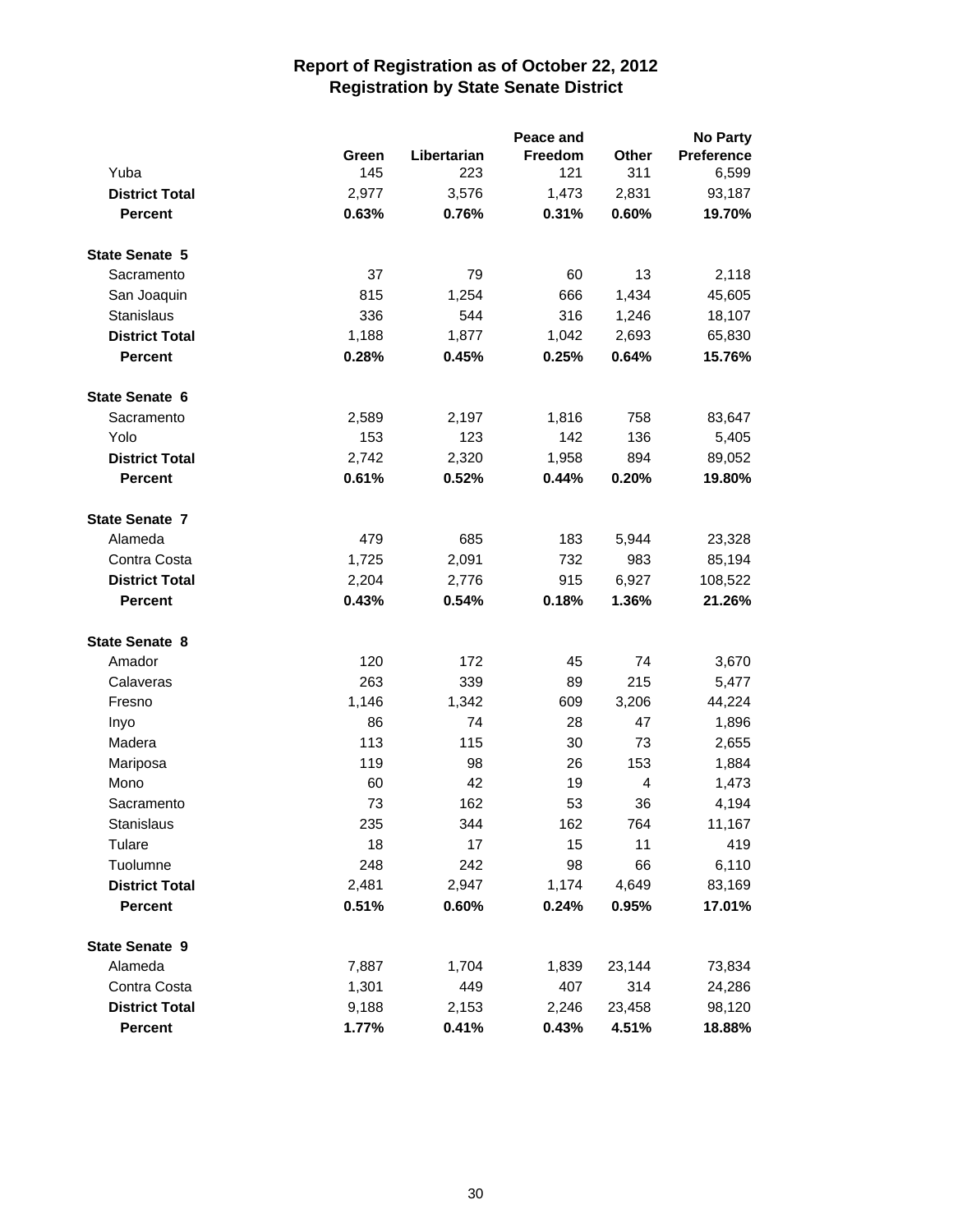# Report of Registration as of October 22, 2012
## Registration by State Senate District

| | Green | Libertarian | Peace and Freedom | Other | No Party Preference |
|---|---|---|---|---|---|
| Yuba | 145 | 223 | 121 | 311 | 6,599 |
| **District Total** | 2,977 | 3,576 | 1,473 | 2,831 | 93,187 |
| **Percent** | **0.63%** | **0.76%** | **0.31%** | **0.60%** | **19.70%** |
| **State Senate 5** | | | | | |
| Sacramento | 37 | 79 | 60 | 13 | 2,118 |
| San Joaquin | 815 | 1,254 | 666 | 1,434 | 45,605 |
| Stanislaus | 336 | 544 | 316 | 1,246 | 18,107 |
| **District Total** | 1,188 | 1,877 | 1,042 | 2,693 | 65,830 |
| **Percent** | **0.28%** | **0.45%** | **0.25%** | **0.64%** | **15.76%** |
| **State Senate 6** | | | | | |
| Sacramento | 2,589 | 2,197 | 1,816 | 758 | 83,647 |
| Yolo | 153 | 123 | 142 | 136 | 5,405 |
| **District Total** | 2,742 | 2,320 | 1,958 | 894 | 89,052 |
| **Percent** | **0.61%** | **0.52%** | **0.44%** | **0.20%** | **19.80%** |
| **State Senate 7** | | | | | |
| Alameda | 479 | 685 | 183 | 5,944 | 23,328 |
| Contra Costa | 1,725 | 2,091 | 732 | 983 | 85,194 |
| **District Total** | 2,204 | 2,776 | 915 | 6,927 | 108,522 |
| **Percent** | **0.43%** | **0.54%** | **0.18%** | **1.36%** | **21.26%** |
| **State Senate 8** | | | | | |
| Amador | 120 | 172 | 45 | 74 | 3,670 |
| Calaveras | 263 | 339 | 89 | 215 | 5,477 |
| Fresno | 1,146 | 1,342 | 609 | 3,206 | 44,224 |
| Inyo | 86 | 74 | 28 | 47 | 1,896 |
| Madera | 113 | 115 | 30 | 73 | 2,655 |
| Mariposa | 119 | 98 | 26 | 153 | 1,884 |
| Mono | 60 | 42 | 19 | 4 | 1,473 |
| Sacramento | 73 | 162 | 53 | 36 | 4,194 |
| Stanislaus | 235 | 344 | 162 | 764 | 11,167 |
| Tulare | 18 | 17 | 15 | 11 | 419 |
| Tuolumne | 248 | 242 | 98 | 66 | 6,110 |
| **District Total** | 2,481 | 2,947 | 1,174 | 4,649 | 83,169 |
| **Percent** | **0.51%** | **0.60%** | **0.24%** | **0.95%** | **17.01%** |
| **State Senate 9** | | | | | |
| Alameda | 7,887 | 1,704 | 1,839 | 23,144 | 73,834 |
| Contra Costa | 1,301 | 449 | 407 | 314 | 24,286 |
| **District Total** | 9,188 | 2,153 | 2,246 | 23,458 | 98,120 |
| **Percent** | **1.77%** | **0.41%** | **0.43%** | **4.51%** | **18.88%** |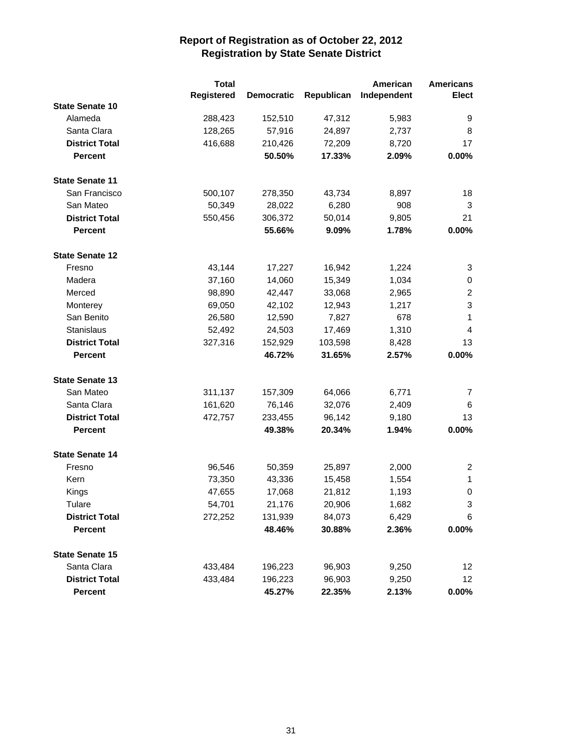# Report of Registration as of October 22, 2012
## Registration by State Senate District

| | Total Registered | Democratic | Republican | American Independent | Americans Elect |
|---|---|---|---|---|---|
| **State Senate 10** | | | | | |
| Alameda | 288,423 | 152,510 | 47,312 | 5,983 | 9 |
| Santa Clara | 128,265 | 57,916 | 24,897 | 2,737 | 8 |
| **District Total** | 416,688 | 210,426 | 72,209 | 8,720 | 17 |
| **Percent** | | **50.50%** | **17.33%** | **2.09%** | **0.00%** |
| **State Senate 11** | | | | | |
| San Francisco | 500,107 | 278,350 | 43,734 | 8,897 | 18 |
| San Mateo | 50,349 | 28,022 | 6,280 | 908 | 3 |
| **District Total** | 550,456 | 306,372 | 50,014 | 9,805 | 21 |
| **Percent** | | **55.66%** | **9.09%** | **1.78%** | **0.00%** |
| **State Senate 12** | | | | | |
| Fresno | 43,144 | 17,227 | 16,942 | 1,224 | 3 |
| Madera | 37,160 | 14,060 | 15,349 | 1,034 | 0 |
| Merced | 98,890 | 42,447 | 33,068 | 2,965 | 2 |
| Monterey | 69,050 | 42,102 | 12,943 | 1,217 | 3 |
| San Benito | 26,580 | 12,590 | 7,827 | 678 | 1 |
| Stanislaus | 52,492 | 24,503 | 17,469 | 1,310 | 4 |
| **District Total** | 327,316 | 152,929 | 103,598 | 8,428 | 13 |
| **Percent** | | **46.72%** | **31.65%** | **2.57%** | **0.00%** |
| **State Senate 13** | | | | | |
| San Mateo | 311,137 | 157,309 | 64,066 | 6,771 | 7 |
| Santa Clara | 161,620 | 76,146 | 32,076 | 2,409 | 6 |
| **District Total** | 472,757 | 233,455 | 96,142 | 9,180 | 13 |
| **Percent** | | **49.38%** | **20.34%** | **1.94%** | **0.00%** |
| **State Senate 14** | | | | | |
| Fresno | 96,546 | 50,359 | 25,897 | 2,000 | 2 |
| Kern | 73,350 | 43,336 | 15,458 | 1,554 | 1 |
| Kings | 47,655 | 17,068 | 21,812 | 1,193 | 0 |
| Tulare | 54,701 | 21,176 | 20,906 | 1,682 | 3 |
| **District Total** | 272,252 | 131,939 | 84,073 | 6,429 | 6 |
| **Percent** | | **48.46%** | **30.88%** | **2.36%** | **0.00%** |
| **State Senate 15** | | | | | |
| Santa Clara | 433,484 | 196,223 | 96,903 | 9,250 | 12 |
| **District Total** | 433,484 | 196,223 | 96,903 | 9,250 | 12 |
| **Percent** | | **45.27%** | **22.35%** | **2.13%** | **0.00%** |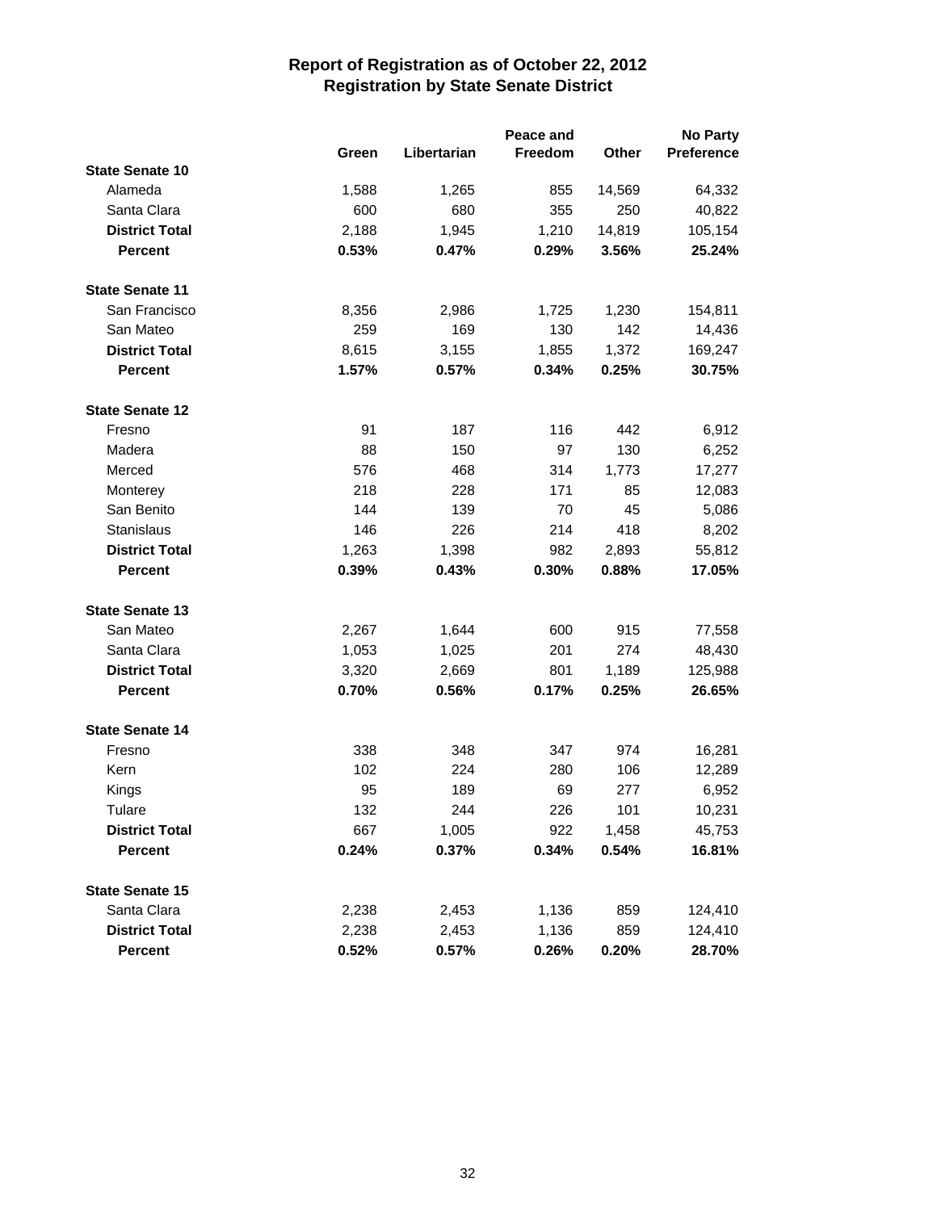# Report of Registration as of October 22, 2012
## Registration by State Senate District

| | Green | Libertarian | Peace and Freedom | Other | No Party Preference |
|---|---|---|---|---|---|
| **State Senate 10** | | | | | |
| Alameda | 1,588 | 1,265 | 855 | 14,569 | 64,332 |
| Santa Clara | 600 | 680 | 355 | 250 | 40,822 |
| **District Total** | 2,188 | 1,945 | 1,210 | 14,819 | 105,154 |
| **Percent** | **0.53%** | **0.47%** | **0.29%** | **3.56%** | **25.24%** |
| **State Senate 11** | | | | | |
| San Francisco | 8,356 | 2,986 | 1,725 | 1,230 | 154,811 |
| San Mateo | 259 | 169 | 130 | 142 | 14,436 |
| **District Total** | 8,615 | 3,155 | 1,855 | 1,372 | 169,247 |
| **Percent** | **1.57%** | **0.57%** | **0.34%** | **0.25%** | **30.75%** |
| **State Senate 12** | | | | | |
| Fresno | 91 | 187 | 116 | 442 | 6,912 |
| Madera | 88 | 150 | 97 | 130 | 6,252 |
| Merced | 576 | 468 | 314 | 1,773 | 17,277 |
| Monterey | 218 | 228 | 171 | 85 | 12,083 |
| San Benito | 144 | 139 | 70 | 45 | 5,086 |
| Stanislaus | 146 | 226 | 214 | 418 | 8,202 |
| **District Total** | 1,263 | 1,398 | 982 | 2,893 | 55,812 |
| **Percent** | **0.39%** | **0.43%** | **0.30%** | **0.88%** | **17.05%** |
| **State Senate 13** | | | | | |
| San Mateo | 2,267 | 1,644 | 600 | 915 | 77,558 |
| Santa Clara | 1,053 | 1,025 | 201 | 274 | 48,430 |
| **District Total** | 3,320 | 2,669 | 801 | 1,189 | 125,988 |
| **Percent** | **0.70%** | **0.56%** | **0.17%** | **0.25%** | **26.65%** |
| **State Senate 14** | | | | | |
| Fresno | 338 | 348 | 347 | 974 | 16,281 |
| Kern | 102 | 224 | 280 | 106 | 12,289 |
| Kings | 95 | 189 | 69 | 277 | 6,952 |
| Tulare | 132 | 244 | 226 | 101 | 10,231 |
| **District Total** | 667 | 1,005 | 922 | 1,458 | 45,753 |
| **Percent** | **0.24%** | **0.37%** | **0.34%** | **0.54%** | **16.81%** |
| **State Senate 15** | | | | | |
| Santa Clara | 2,238 | 2,453 | 1,136 | 859 | 124,410 |
| **District Total** | 2,238 | 2,453 | 1,136 | 859 | 124,410 |
| **Percent** | **0.52%** | **0.57%** | **0.26%** | **0.20%** | **28.70%** |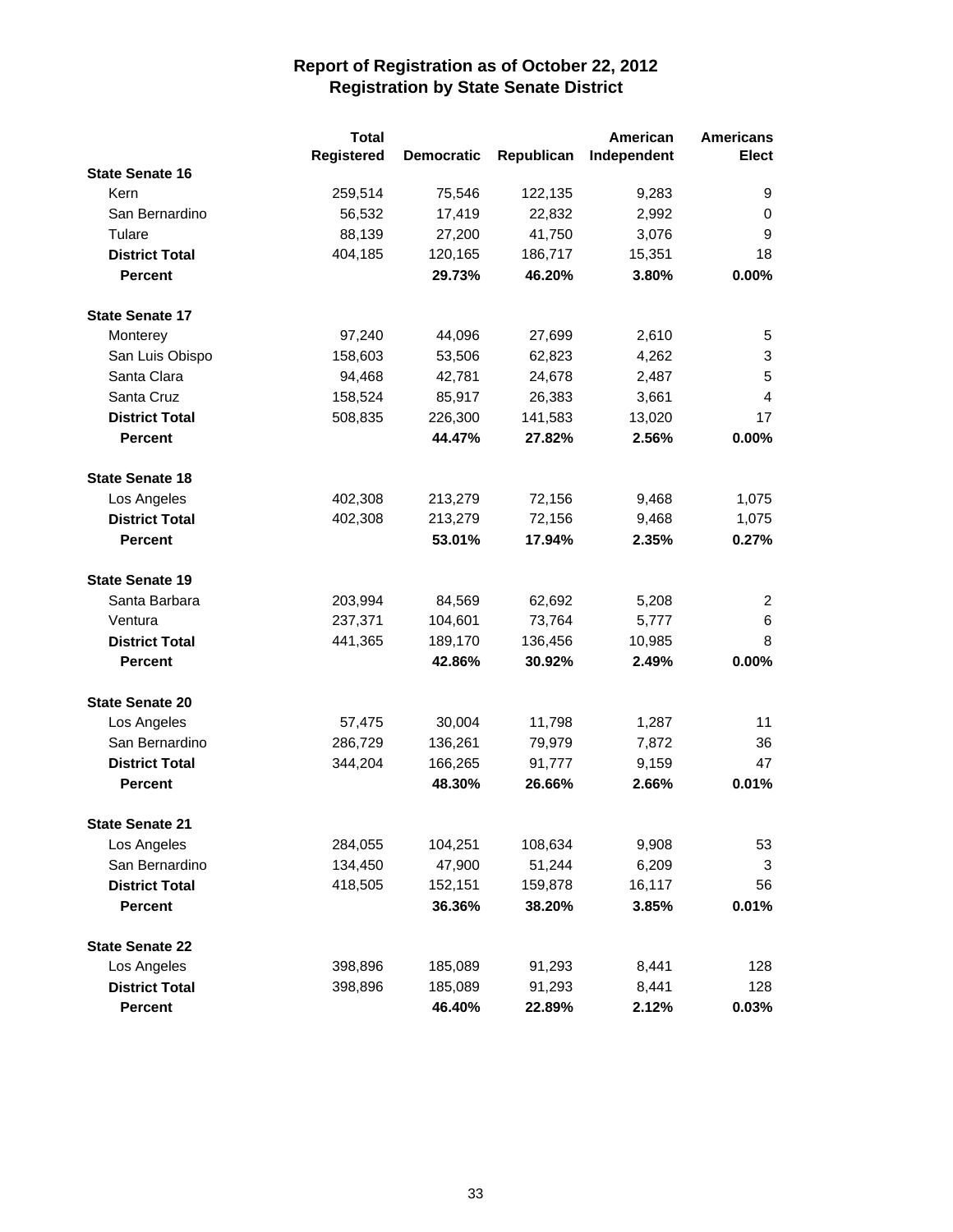# Report of Registration as of October 22, 2012
## Registration by State Senate District

| | Total Registered | Democratic | Republican | American Independent | Americans Elect |
|---|---|---|---|---|---|
| **State Senate 16** | | | | | |
| Kern | 259,514 | 75,546 | 122,135 | 9,283 | 9 |
| San Bernardino | 56,532 | 17,419 | 22,832 | 2,992 | 0 |
| Tulare | 88,139 | 27,200 | 41,750 | 3,076 | 9 |
| **District Total** | 404,185 | 120,165 | 186,717 | 15,351 | 18 |
| **Percent** | | **29.73%** | **46.20%** | **3.80%** | **0.00%** |
| **State Senate 17** | | | | | |
| Monterey | 97,240 | 44,096 | 27,699 | 2,610 | 5 |
| San Luis Obispo | 158,603 | 53,506 | 62,823 | 4,262 | 3 |
| Santa Clara | 94,468 | 42,781 | 24,678 | 2,487 | 5 |
| Santa Cruz | 158,524 | 85,917 | 26,383 | 3,661 | 4 |
| **District Total** | 508,835 | 226,300 | 141,583 | 13,020 | 17 |
| **Percent** | | **44.47%** | **27.82%** | **2.56%** | **0.00%** |
| **State Senate 18** | | | | | |
| Los Angeles | 402,308 | 213,279 | 72,156 | 9,468 | 1,075 |
| **District Total** | 402,308 | 213,279 | 72,156 | 9,468 | 1,075 |
| **Percent** | | **53.01%** | **17.94%** | **2.35%** | **0.27%** |
| **State Senate 19** | | | | | |
| Santa Barbara | 203,994 | 84,569 | 62,692 | 5,208 | 2 |
| Ventura | 237,371 | 104,601 | 73,764 | 5,777 | 6 |
| **District Total** | 441,365 | 189,170 | 136,456 | 10,985 | 8 |
| **Percent** | | **42.86%** | **30.92%** | **2.49%** | **0.00%** |
| **State Senate 20** | | | | | |
| Los Angeles | 57,475 | 30,004 | 11,798 | 1,287 | 11 |
| San Bernardino | 286,729 | 136,261 | 79,979 | 7,872 | 36 |
| **District Total** | 344,204 | 166,265 | 91,777 | 9,159 | 47 |
| **Percent** | | **48.30%** | **26.66%** | **2.66%** | **0.01%** |
| **State Senate 21** | | | | | |
| Los Angeles | 284,055 | 104,251 | 108,634 | 9,908 | 53 |
| San Bernardino | 134,450 | 47,900 | 51,244 | 6,209 | 3 |
| **District Total** | 418,505 | 152,151 | 159,878 | 16,117 | 56 |
| **Percent** | | **36.36%** | **38.20%** | **3.85%** | **0.01%** |
| **State Senate 22** | | | | | |
| Los Angeles | 398,896 | 185,089 | 91,293 | 8,441 | 128 |
| **District Total** | 398,896 | 185,089 | 91,293 | 8,441 | 128 |
| **Percent** | | **46.40%** | **22.89%** | **2.12%** | **0.03%** |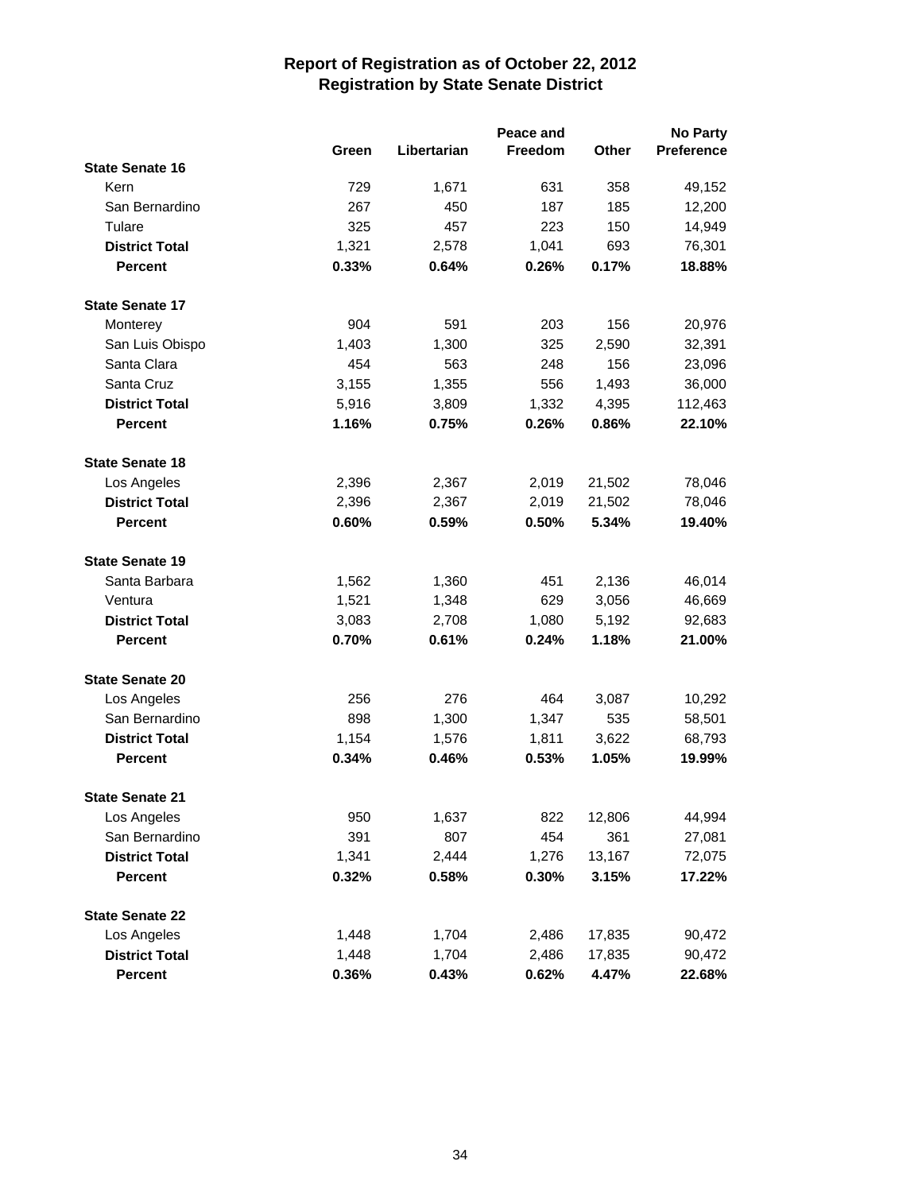# Report of Registration as of October 22, 2012
## Registration by State Senate District

| | Green | Libertarian | Peace and Freedom | Other | No Party Preference |
|---|---|---|---|---|---|
| **State Senate 16** | | | | | |
| Kern | 729 | 1,671 | 631 | 358 | 49,152 |
| San Bernardino | 267 | 450 | 187 | 185 | 12,200 |
| Tulare | 325 | 457 | 223 | 150 | 14,949 |
| **District Total** | 1,321 | 2,578 | 1,041 | 693 | 76,301 |
| **Percent** | **0.33%** | **0.64%** | **0.26%** | **0.17%** | **18.88%** |
| **State Senate 17** | | | | | |
| Monterey | 904 | 591 | 203 | 156 | 20,976 |
| San Luis Obispo | 1,403 | 1,300 | 325 | 2,590 | 32,391 |
| Santa Clara | 454 | 563 | 248 | 156 | 23,096 |
| Santa Cruz | 3,155 | 1,355 | 556 | 1,493 | 36,000 |
| **District Total** | 5,916 | 3,809 | 1,332 | 4,395 | 112,463 |
| **Percent** | **1.16%** | **0.75%** | **0.26%** | **0.86%** | **22.10%** |
| **State Senate 18** | | | | | |
| Los Angeles | 2,396 | 2,367 | 2,019 | 21,502 | 78,046 |
| **District Total** | 2,396 | 2,367 | 2,019 | 21,502 | 78,046 |
| **Percent** | **0.60%** | **0.59%** | **0.50%** | **5.34%** | **19.40%** |
| **State Senate 19** | | | | | |
| Santa Barbara | 1,562 | 1,360 | 451 | 2,136 | 46,014 |
| Ventura | 1,521 | 1,348 | 629 | 3,056 | 46,669 |
| **District Total** | 3,083 | 2,708 | 1,080 | 5,192 | 92,683 |
| **Percent** | **0.70%** | **0.61%** | **0.24%** | **1.18%** | **21.00%** |
| **State Senate 20** | | | | | |
| Los Angeles | 256 | 276 | 464 | 3,087 | 10,292 |
| San Bernardino | 898 | 1,300 | 1,347 | 535 | 58,501 |
| **District Total** | 1,154 | 1,576 | 1,811 | 3,622 | 68,793 |
| **Percent** | **0.34%** | **0.46%** | **0.53%** | **1.05%** | **19.99%** |
| **State Senate 21** | | | | | |
| Los Angeles | 950 | 1,637 | 822 | 12,806 | 44,994 |
| San Bernardino | 391 | 807 | 454 | 361 | 27,081 |
| **District Total** | 1,341 | 2,444 | 1,276 | 13,167 | 72,075 |
| **Percent** | **0.32%** | **0.58%** | **0.30%** | **3.15%** | **17.22%** |
| **State Senate 22** | | | | | |
| Los Angeles | 1,448 | 1,704 | 2,486 | 17,835 | 90,472 |
| **District Total** | 1,448 | 1,704 | 2,486 | 17,835 | 90,472 |
| **Percent** | **0.36%** | **0.43%** | **0.62%** | **4.47%** | **22.68%** |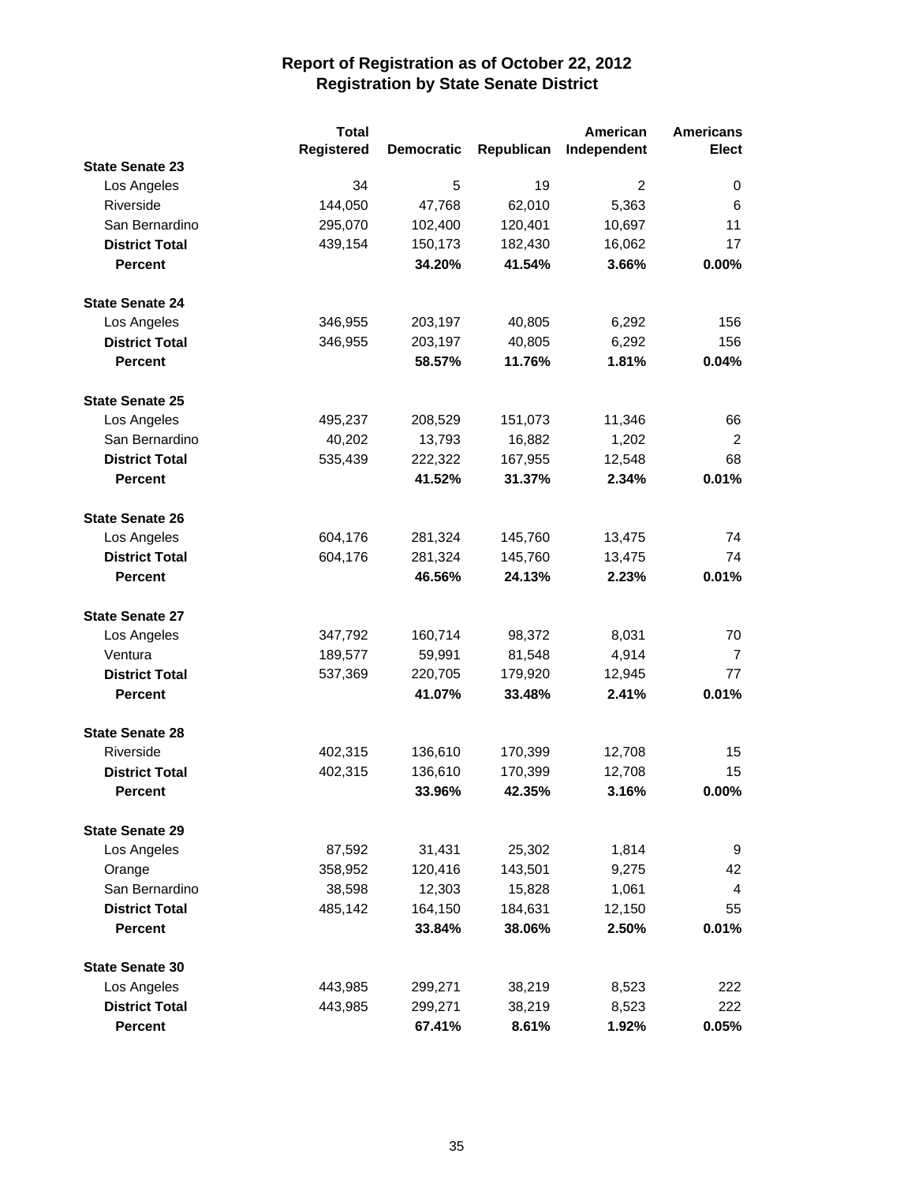# Report of Registration as of October 22, 2012
## Registration by State Senate District

| | Total Registered | Democratic | Republican | American Independent | Americans Elect |
|---|---|---|---|---|---|
| **State Senate 23** | | | | | |
| Los Angeles | 34 | 5 | 19 | 2 | 0 |
| Riverside | 144,050 | 47,768 | 62,010 | 5,363 | 6 |
| San Bernardino | 295,070 | 102,400 | 120,401 | 10,697 | 11 |
| **District Total** | 439,154 | 150,173 | 182,430 | 16,062 | 17 |
| **Percent** | | **34.20%** | **41.54%** | **3.66%** | **0.00%** |
| **State Senate 24** | | | | | |
| Los Angeles | 346,955 | 203,197 | 40,805 | 6,292 | 156 |
| **District Total** | 346,955 | 203,197 | 40,805 | 6,292 | 156 |
| **Percent** | | **58.57%** | **11.76%** | **1.81%** | **0.04%** |
| **State Senate 25** | | | | | |
| Los Angeles | 495,237 | 208,529 | 151,073 | 11,346 | 66 |
| San Bernardino | 40,202 | 13,793 | 16,882 | 1,202 | 2 |
| **District Total** | 535,439 | 222,322 | 167,955 | 12,548 | 68 |
| **Percent** | | **41.52%** | **31.37%** | **2.34%** | **0.01%** |
| **State Senate 26** | | | | | |
| Los Angeles | 604,176 | 281,324 | 145,760 | 13,475 | 74 |
| **District Total** | 604,176 | 281,324 | 145,760 | 13,475 | 74 |
| **Percent** | | **46.56%** | **24.13%** | **2.23%** | **0.01%** |
| **State Senate 27** | | | | | |
| Los Angeles | 347,792 | 160,714 | 98,372 | 8,031 | 70 |
| Ventura | 189,577 | 59,991 | 81,548 | 4,914 | 7 |
| **District Total** | 537,369 | 220,705 | 179,920 | 12,945 | 77 |
| **Percent** | | **41.07%** | **33.48%** | **2.41%** | **0.01%** |
| **State Senate 28** | | | | | |
| Riverside | 402,315 | 136,610 | 170,399 | 12,708 | 15 |
| **District Total** | 402,315 | 136,610 | 170,399 | 12,708 | 15 |
| **Percent** | | **33.96%** | **42.35%** | **3.16%** | **0.00%** |
| **State Senate 29** | | | | | |
| Los Angeles | 87,592 | 31,431 | 25,302 | 1,814 | 9 |
| Orange | 358,952 | 120,416 | 143,501 | 9,275 | 42 |
| San Bernardino | 38,598 | 12,303 | 15,828 | 1,061 | 4 |
| **District Total** | 485,142 | 164,150 | 184,631 | 12,150 | 55 |
| **Percent** | | **33.84%** | **38.06%** | **2.50%** | **0.01%** |
| **State Senate 30** | | | | | |
| Los Angeles | 443,985 | 299,271 | 38,219 | 8,523 | 222 |
| **District Total** | 443,985 | 299,271 | 38,219 | 8,523 | 222 |
| **Percent** | | **67.41%** | **8.61%** | **1.92%** | **0.05%** |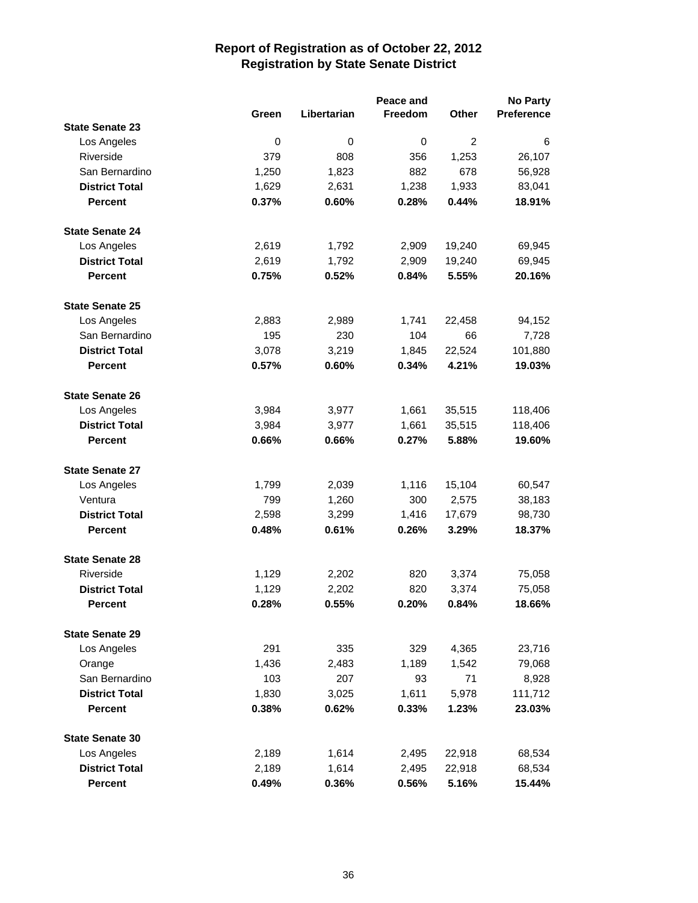# Report of Registration as of October 22, 2012
## Registration by State Senate District

| | Green | Libertarian | Peace and Freedom | Other | No Party Preference |
|---|---|---|---|---|---|
| **State Senate 23** | | | | | |
| Los Angeles | 0 | 0 | 0 | 2 | 6 |
| Riverside | 379 | 808 | 356 | 1,253 | 26,107 |
| San Bernardino | 1,250 | 1,823 | 882 | 678 | 56,928 |
| **District Total** | 1,629 | 2,631 | 1,238 | 1,933 | 83,041 |
| **Percent** | **0.37%** | **0.60%** | **0.28%** | **0.44%** | **18.91%** |
| **State Senate 24** | | | | | |
| Los Angeles | 2,619 | 1,792 | 2,909 | 19,240 | 69,945 |
| **District Total** | 2,619 | 1,792 | 2,909 | 19,240 | 69,945 |
| **Percent** | **0.75%** | **0.52%** | **0.84%** | **5.55%** | **20.16%** |
| **State Senate 25** | | | | | |
| Los Angeles | 2,883 | 2,989 | 1,741 | 22,458 | 94,152 |
| San Bernardino | 195 | 230 | 104 | 66 | 7,728 |
| **District Total** | 3,078 | 3,219 | 1,845 | 22,524 | 101,880 |
| **Percent** | **0.57%** | **0.60%** | **0.34%** | **4.21%** | **19.03%** |
| **State Senate 26** | | | | | |
| Los Angeles | 3,984 | 3,977 | 1,661 | 35,515 | 118,406 |
| **District Total** | 3,984 | 3,977 | 1,661 | 35,515 | 118,406 |
| **Percent** | **0.66%** | **0.66%** | **0.27%** | **5.88%** | **19.60%** |
| **State Senate 27** | | | | | |
| Los Angeles | 1,799 | 2,039 | 1,116 | 15,104 | 60,547 |
| Ventura | 799 | 1,260 | 300 | 2,575 | 38,183 |
| **District Total** | 2,598 | 3,299 | 1,416 | 17,679 | 98,730 |
| **Percent** | **0.48%** | **0.61%** | **0.26%** | **3.29%** | **18.37%** |
| **State Senate 28** | | | | | |
| Riverside | 1,129 | 2,202 | 820 | 3,374 | 75,058 |
| **District Total** | 1,129 | 2,202 | 820 | 3,374 | 75,058 |
| **Percent** | **0.28%** | **0.55%** | **0.20%** | **0.84%** | **18.66%** |
| **State Senate 29** | | | | | |
| Los Angeles | 291 | 335 | 329 | 4,365 | 23,716 |
| Orange | 1,436 | 2,483 | 1,189 | 1,542 | 79,068 |
| San Bernardino | 103 | 207 | 93 | 71 | 8,928 |
| **District Total** | 1,830 | 3,025 | 1,611 | 5,978 | 111,712 |
| **Percent** | **0.38%** | **0.62%** | **0.33%** | **1.23%** | **23.03%** |
| **State Senate 30** | | | | | |
| Los Angeles | 2,189 | 1,614 | 2,495 | 22,918 | 68,534 |
| **District Total** | 2,189 | 1,614 | 2,495 | 22,918 | 68,534 |
| **Percent** | **0.49%** | **0.36%** | **0.56%** | **5.16%** | **15.44%** |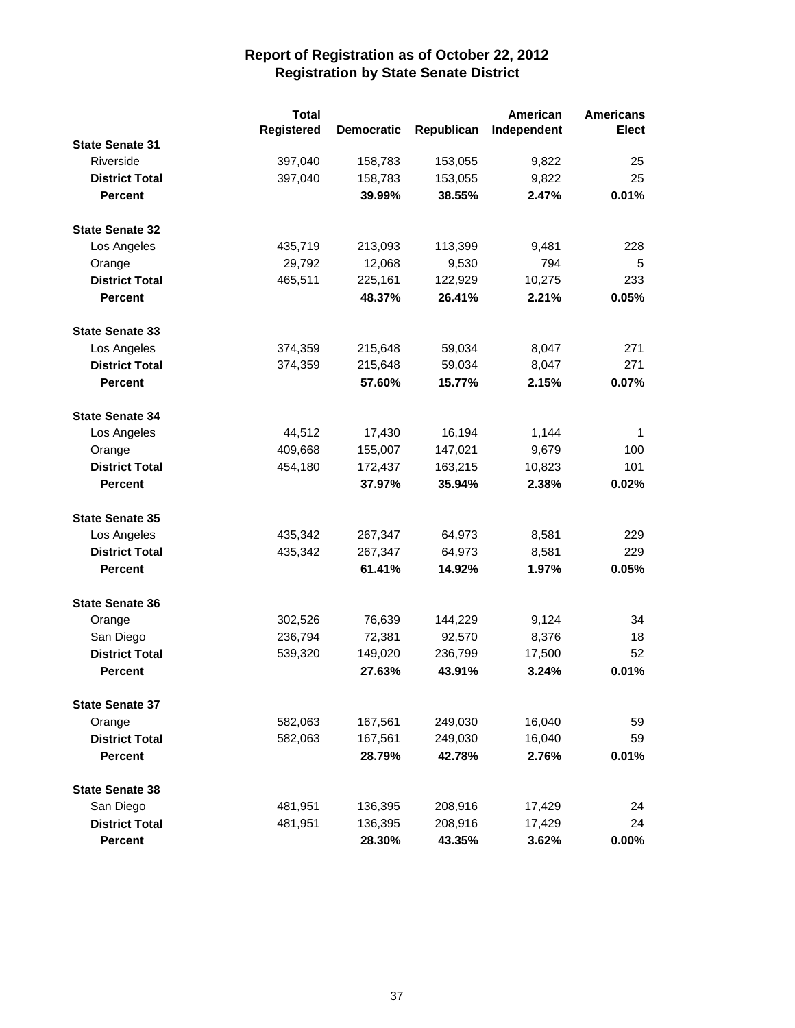# Report of Registration as of October 22, 2012
## Registration by State Senate District

| | Total Registered | Democratic | Republican | American Independent | Americans Elect |
|---|---|---|---|---|---|
| **State Senate 31** | | | | | |
| Riverside | 397,040 | 158,783 | 153,055 | 9,822 | 25 |
| **District Total** | 397,040 | 158,783 | 153,055 | 9,822 | 25 |
| **Percent** | | **39.99%** | **38.55%** | **2.47%** | **0.01%** |
| **State Senate 32** | | | | | |
| Los Angeles | 435,719 | 213,093 | 113,399 | 9,481 | 228 |
| Orange | 29,792 | 12,068 | 9,530 | 794 | 5 |
| **District Total** | 465,511 | 225,161 | 122,929 | 10,275 | 233 |
| **Percent** | | **48.37%** | **26.41%** | **2.21%** | **0.05%** |
| **State Senate 33** | | | | | |
| Los Angeles | 374,359 | 215,648 | 59,034 | 8,047 | 271 |
| **District Total** | 374,359 | 215,648 | 59,034 | 8,047 | 271 |
| **Percent** | | **57.60%** | **15.77%** | **2.15%** | **0.07%** |
| **State Senate 34** | | | | | |
| Los Angeles | 44,512 | 17,430 | 16,194 | 1,144 | 1 |
| Orange | 409,668 | 155,007 | 147,021 | 9,679 | 100 |
| **District Total** | 454,180 | 172,437 | 163,215 | 10,823 | 101 |
| **Percent** | | **37.97%** | **35.94%** | **2.38%** | **0.02%** |
| **State Senate 35** | | | | | |
| Los Angeles | 435,342 | 267,347 | 64,973 | 8,581 | 229 |
| **District Total** | 435,342 | 267,347 | 64,973 | 8,581 | 229 |
| **Percent** | | **61.41%** | **14.92%** | **1.97%** | **0.05%** |
| **State Senate 36** | | | | | |
| Orange | 302,526 | 76,639 | 144,229 | 9,124 | 34 |
| San Diego | 236,794 | 72,381 | 92,570 | 8,376 | 18 |
| **District Total** | 539,320 | 149,020 | 236,799 | 17,500 | 52 |
| **Percent** | | **27.63%** | **43.91%** | **3.24%** | **0.01%** |
| **State Senate 37** | | | | | |
| Orange | 582,063 | 167,561 | 249,030 | 16,040 | 59 |
| **District Total** | 582,063 | 167,561 | 249,030 | 16,040 | 59 |
| **Percent** | | **28.79%** | **42.78%** | **2.76%** | **0.01%** |
| **State Senate 38** | | | | | |
| San Diego | 481,951 | 136,395 | 208,916 | 17,429 | 24 |
| **District Total** | 481,951 | 136,395 | 208,916 | 17,429 | 24 |
| **Percent** | | **28.30%** | **43.35%** | **3.62%** | **0.00%** |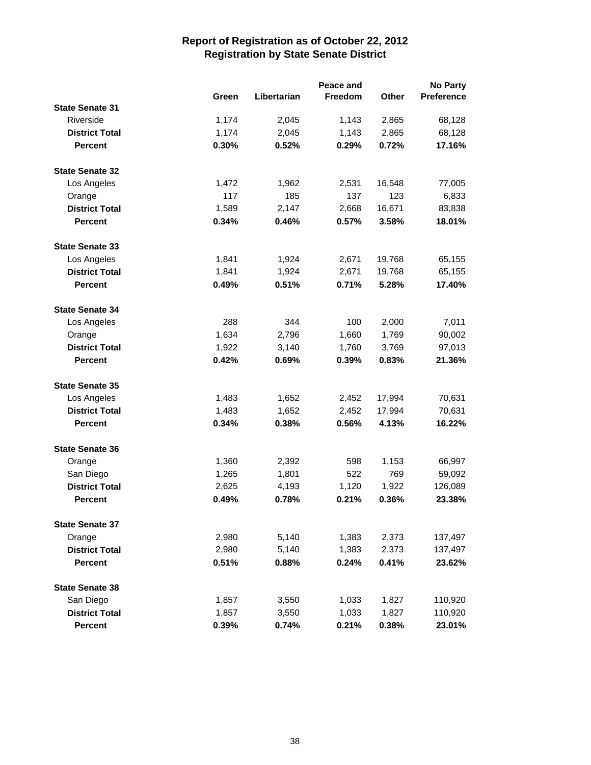# Report of Registration as of October 22, 2012
## Registration by State Senate District

| | Green | Libertarian | Peace and Freedom | Other | No Party Preference |
|---|---|---|---|---|---|
| **State Senate 31** | | | | | |
| Riverside | 1,174 | 2,045 | 1,143 | 2,865 | 68,128 |
| **District Total** | 1,174 | 2,045 | 1,143 | 2,865 | 68,128 |
| **Percent** | **0.30%** | **0.52%** | **0.29%** | **0.72%** | **17.16%** |
| **State Senate 32** | | | | | |
| Los Angeles | 1,472 | 1,962 | 2,531 | 16,548 | 77,005 |
| Orange | 117 | 185 | 137 | 123 | 6,833 |
| **District Total** | 1,589 | 2,147 | 2,668 | 16,671 | 83,838 |
| **Percent** | **0.34%** | **0.46%** | **0.57%** | **3.58%** | **18.01%** |
| **State Senate 33** | | | | | |
| Los Angeles | 1,841 | 1,924 | 2,671 | 19,768 | 65,155 |
| **District Total** | 1,841 | 1,924 | 2,671 | 19,768 | 65,155 |
| **Percent** | **0.49%** | **0.51%** | **0.71%** | **5.28%** | **17.40%** |
| **State Senate 34** | | | | | |
| Los Angeles | 288 | 344 | 100 | 2,000 | 7,011 |
| Orange | 1,634 | 2,796 | 1,660 | 1,769 | 90,002 |
| **District Total** | 1,922 | 3,140 | 1,760 | 3,769 | 97,013 |
| **Percent** | **0.42%** | **0.69%** | **0.39%** | **0.83%** | **21.36%** |
| **State Senate 35** | | | | | |
| Los Angeles | 1,483 | 1,652 | 2,452 | 17,994 | 70,631 |
| **District Total** | 1,483 | 1,652 | 2,452 | 17,994 | 70,631 |
| **Percent** | **0.34%** | **0.38%** | **0.56%** | **4.13%** | **16.22%** |
| **State Senate 36** | | | | | |
| Orange | 1,360 | 2,392 | 598 | 1,153 | 66,997 |
| San Diego | 1,265 | 1,801 | 522 | 769 | 59,092 |
| **District Total** | 2,625 | 4,193 | 1,120 | 1,922 | 126,089 |
| **Percent** | **0.49%** | **0.78%** | **0.21%** | **0.36%** | **23.38%** |
| **State Senate 37** | | | | | |
| Orange | 2,980 | 5,140 | 1,383 | 2,373 | 137,497 |
| **District Total** | 2,980 | 5,140 | 1,383 | 2,373 | 137,497 |
| **Percent** | **0.51%** | **0.88%** | **0.24%** | **0.41%** | **23.62%** |
| **State Senate 38** | | | | | |
| San Diego | 1,857 | 3,550 | 1,033 | 1,827 | 110,920 |
| **District Total** | 1,857 | 3,550 | 1,033 | 1,827 | 110,920 |
| **Percent** | **0.39%** | **0.74%** | **0.21%** | **0.38%** | **23.01%** |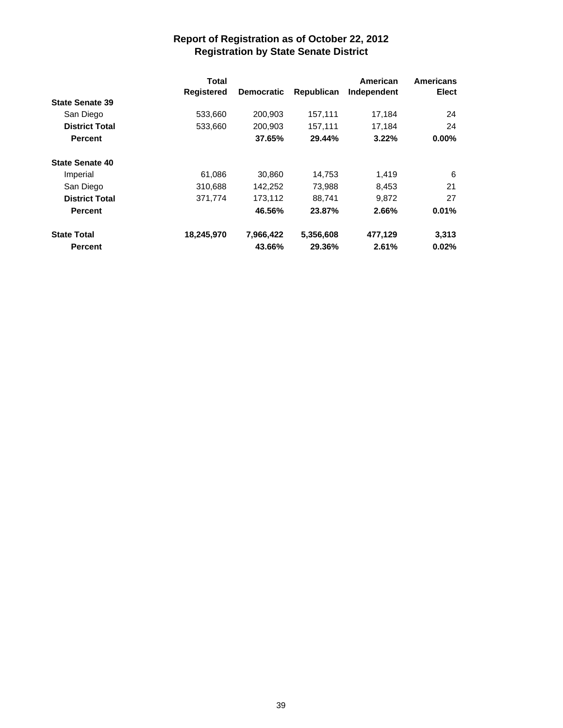# Report of Registration as of October 22, 2012
## Registration by State Senate District

| | Total Registered | Democratic | Republican | American Independent | Americans Elect |
|---|---|---|---|---|---|
| **State Senate 39** | | | | | |
| San Diego | 533,660 | 200,903 | 157,111 | 17,184 | 24 |
| **District Total** | 533,660 | 200,903 | 157,111 | 17,184 | 24 |
| **Percent** | | **37.65%** | **29.44%** | **3.22%** | **0.00%** |
| **State Senate 40** | | | | | |
| Imperial | 61,086 | 30,860 | 14,753 | 1,419 | 6 |
| San Diego | 310,688 | 142,252 | 73,988 | 8,453 | 21 |
| **District Total** | 371,774 | 173,112 | 88,741 | 9,872 | 27 |
| **Percent** | | **46.56%** | **23.87%** | **2.66%** | **0.01%** |
| **State Total** | **18,245,970** | **7,966,422** | **5,356,608** | **477,129** | **3,313** |
| **Percent** | | **43.66%** | **29.36%** | **2.61%** | **0.02%** |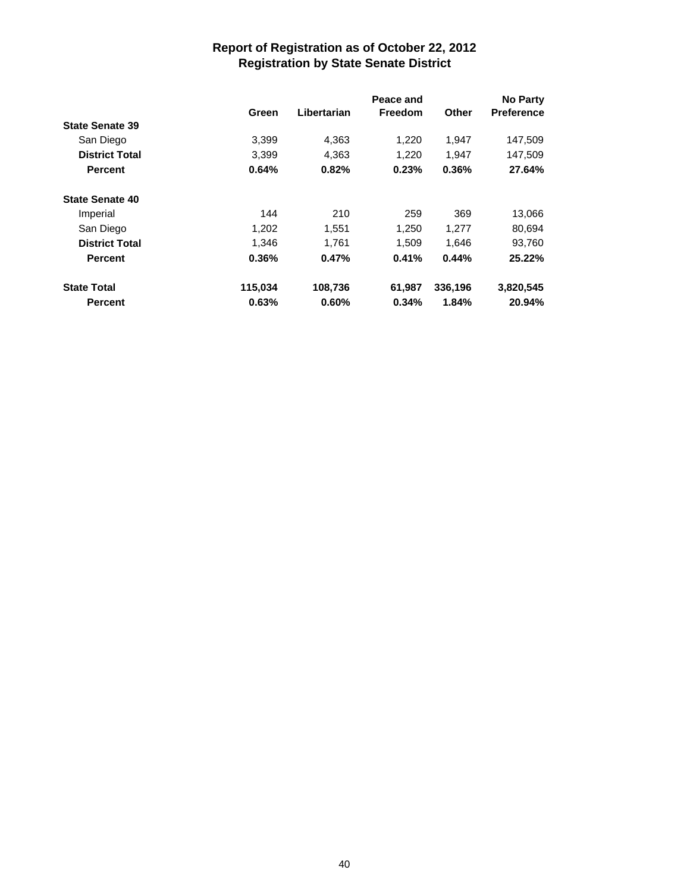# Report of Registration as of October 22, 2012
## Registration by State Senate District

| | Green | Libertarian | Peace and Freedom | Other | No Party Preference |
|---|---|---|---|---|---|
| **State Senate 39** | | | | | |
| San Diego | 3,399 | 4,363 | 1,220 | 1,947 | 147,509 |
| **District Total** | 3,399 | 4,363 | 1,220 | 1,947 | 147,509 |
| **Percent** | **0.64%** | **0.82%** | **0.23%** | **0.36%** | **27.64%** |
| **State Senate 40** | | | | | |
| Imperial | 144 | 210 | 259 | 369 | 13,066 |
| San Diego | 1,202 | 1,551 | 1,250 | 1,277 | 80,694 |
| **District Total** | 1,346 | 1,761 | 1,509 | 1,646 | 93,760 |
| **Percent** | **0.36%** | **0.47%** | **0.41%** | **0.44%** | **25.22%** |
| **State Total** | **115,034** | **108,736** | **61,987** | **336,196** | **3,820,545** |
| **Percent** | **0.63%** | **0.60%** | **0.34%** | **1.84%** | **20.94%** |